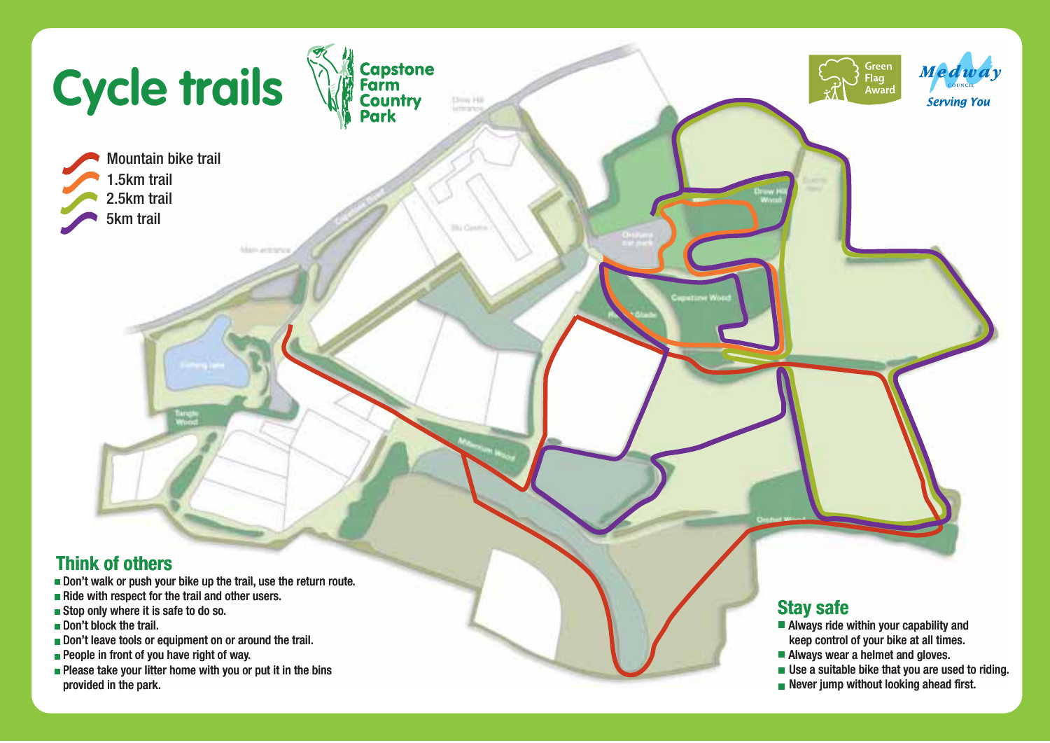# Cycle trails

Capstone Farm Country Park

Green Flag Award

Medway Council – Serving You

- Mountain bike trail
- 1.5km trail
- 2.5km trail
- 5km trail

## Think of others

- Don't walk or push your bike up the trail, use the return route.
- Ride with respect for the trail and other users.
- Stop only where it is safe to do so.
- Don't block the trail.
- Don't leave tools or equipment on or around the trail.
- People in front of you have right of way.
- Please take your litter home with you or put it in the bins provided in the park.

## Stay safe

- Always ride within your capability and keep control of your bike at all times.
- Always wear a helmet and gloves.
- Use a suitable bike that you are used to riding.
- Never jump without looking ahead first.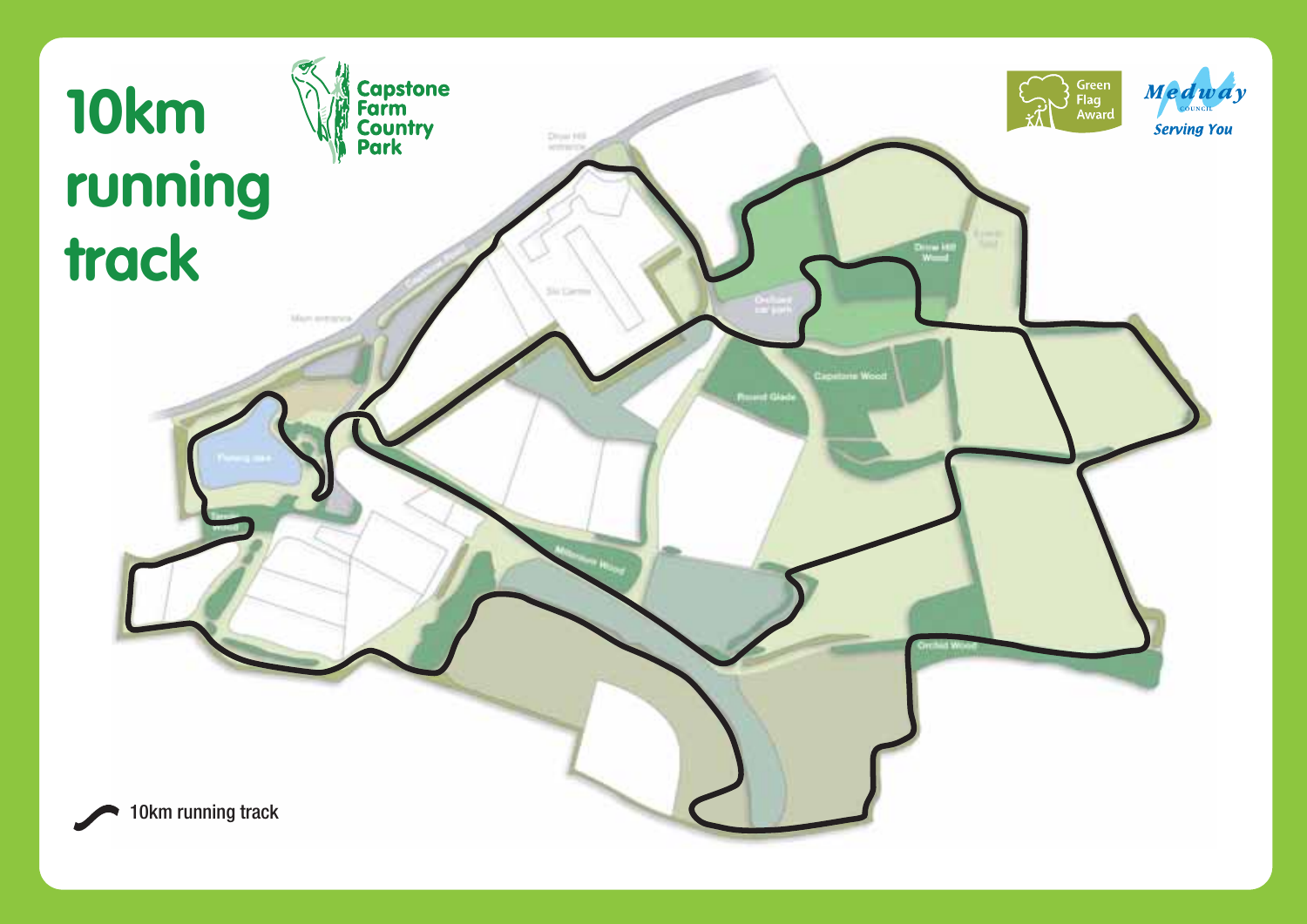# 10km running track

Capstone Farm Country Park

Green Flag Award

Medway COUNCIL Serving You

10km running track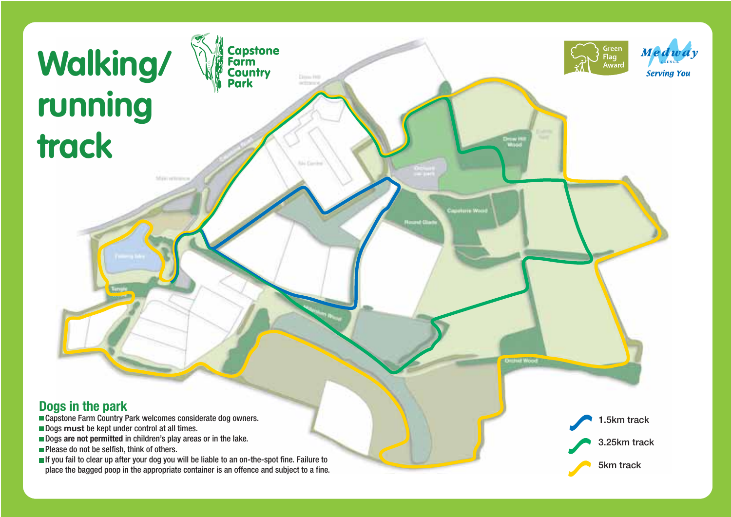# Walking/ running track

Capstone Farm Country Park

Green Flag Award

Medway Council Serving You

## Dogs in the park

- Capstone Farm Country Park welcomes considerate dog owners.
- Dogs **must** be kept under control at all times.
- Dogs **are not permitted** in children's play areas or in the lake.
- Please do not be selfish, think of others.
- If you fail to clear up after your dog you will be liable to an on-the-spot fine. Failure to place the bagged poop in the appropriate container is an offence and subject to a fine.

1.5km track

3.25km track

5km track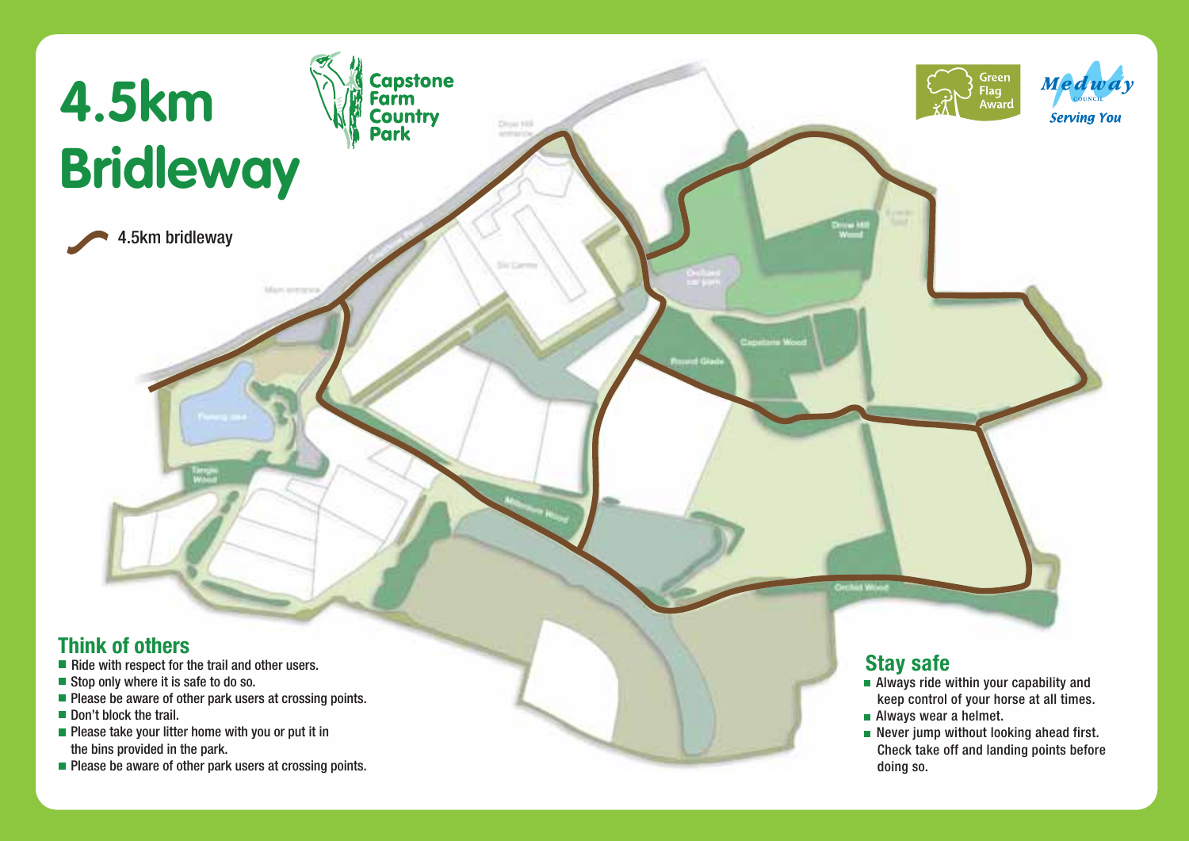# 4.5km Bridleway

Capstone Farm Country Park

Green Flag Award

Medway COUNCIL Serving You

4.5km bridleway

Drive Hill entrance

Ski Centre

Main entrance

Orchard car park

Drove Hill Wood

Capstone Wood

Round Glade

Fishing lake

Tangle Wood

Millennium Wood

Orchid Wood

## Think of others

- Ride with respect for the trail and other users.
- Stop only where it is safe to do so.
- Please be aware of other park users at crossing points.
- Don't block the trail.
- Please take your litter home with you or put it in the bins provided in the park.
- Please be aware of other park users at crossing points.

## Stay safe

- Always ride within your capability and keep control of your horse at all times.
- Always wear a helmet.
- Never jump without looking ahead first. Check take off and landing points before doing so.